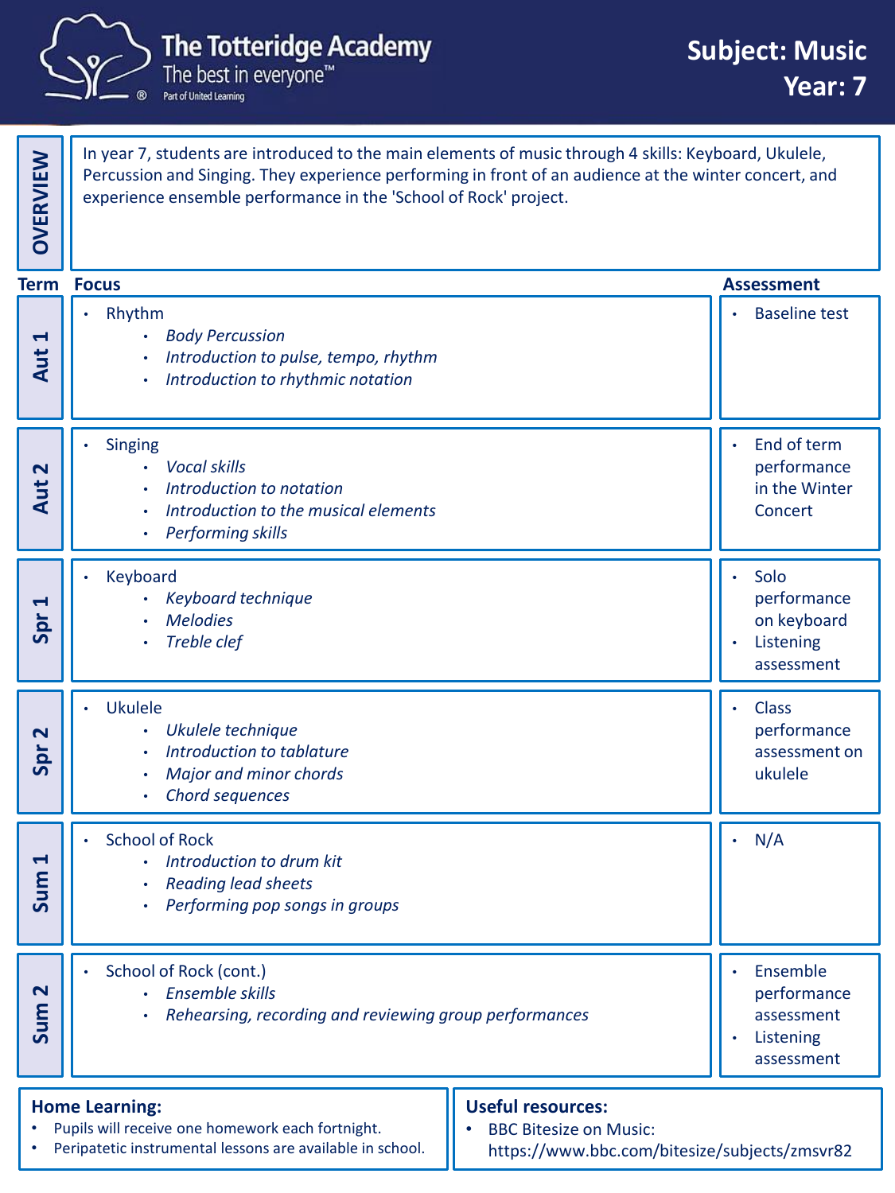# The Totteridge Academy

The best in everyone™

Part of United Learning

## Subject: Music
## Year: 7

**OVERVIEW**

In year 7, students are introduced to the main elements of music through 4 skills: Keyboard, Ukulele, Percussion and Singing. They experience performing in front of an audience at the winter concert, and experience ensemble performance in the 'School of Rock' project.

| Term | Focus | Assessment |
|---|---|---|
| Aut 1 | • Rhythm<br>  • *Body Percussion*<br>  • *Introduction to pulse, tempo, rhythm*<br>  • *Introduction to rhythmic notation* | • Baseline test |
| Aut 2 | • Singing<br>  • *Vocal skills*<br>  • *Introduction to notation*<br>  • *Introduction to the musical elements*<br>  • *Performing skills* | • End of term performance in the Winter Concert |
| Spr 1 | • Keyboard<br>  • *Keyboard technique*<br>  • *Melodies*<br>  • *Treble clef* | • Solo performance on keyboard<br>• Listening assessment |
| Spr 2 | • Ukulele<br>  • *Ukulele technique*<br>  • *Introduction to tablature*<br>  • *Major and minor chords*<br>  • *Chord sequences* | • Class performance assessment on ukulele |
| Sum 1 | • School of Rock<br>  • *Introduction to drum kit*<br>  • *Reading lead sheets*<br>  • *Performing pop songs in groups* | • N/A |
| Sum 2 | • School of Rock (cont.)<br>  • *Ensemble skills*<br>  • *Rehearsing, recording and reviewing group performances* | • Ensemble performance assessment<br>• Listening assessment |

**Home Learning:**

- Pupils will receive one homework each fortnight.
- Peripatetic instrumental lessons are available in school.

**Useful resources:**

- BBC Bitesize on Music: https://www.bbc.com/bitesize/subjects/zmsvr82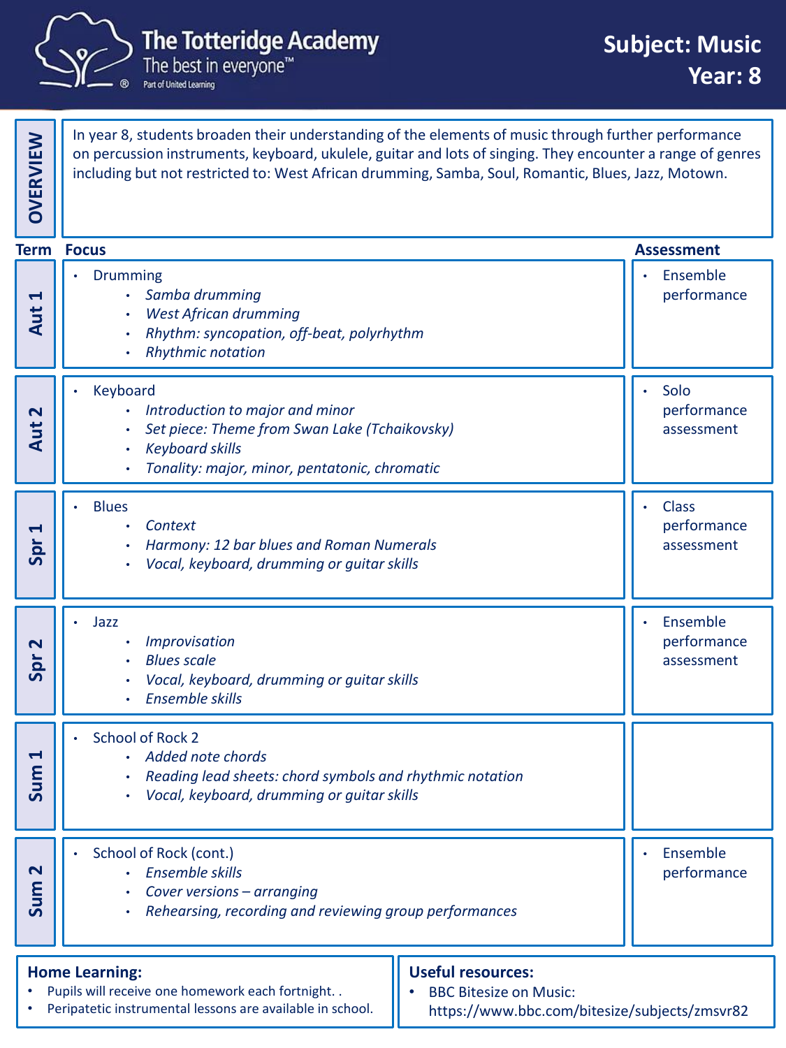# The Totteridge Academy

The best in everyone™

Part of United Learning

## Subject: Music
## Year: 8

**OVERVIEW**

In year 8, students broaden their understanding of the elements of music through further performance on percussion instruments, keyboard, ukulele, guitar and lots of singing. They encounter a range of genres including but not restricted to: West African drumming, Samba, Soul, Romantic, Blues, Jazz, Motown.

| Term | Focus | Assessment |
|---|---|---|
| Aut 1 | • Drumming<br>  • *Samba drumming*<br>  • *West African drumming*<br>  • *Rhythm: syncopation, off-beat, polyrhythm*<br>  • *Rhythmic notation* | • Ensemble performance |
| Aut 2 | • Keyboard<br>  • *Introduction to major and minor*<br>  • *Set piece: Theme from Swan Lake (Tchaikovsky)*<br>  • *Keyboard skills*<br>  • *Tonality: major, minor, pentatonic, chromatic* | • Solo performance assessment |
| Spr 1 | • Blues<br>  • *Context*<br>  • *Harmony: 12 bar blues and Roman Numerals*<br>  • *Vocal, keyboard, drumming or guitar skills* | • Class performance assessment |
| Spr 2 | • Jazz<br>  • *Improvisation*<br>  • *Blues scale*<br>  • *Vocal, keyboard, drumming or guitar skills*<br>  • *Ensemble skills* | • Ensemble performance assessment |
| Sum 1 | • School of Rock 2<br>  • *Added note chords*<br>  • *Reading lead sheets: chord symbols and rhythmic notation*<br>  • *Vocal, keyboard, drumming or guitar skills* | |
| Sum 2 | • School of Rock (cont.)<br>  • *Ensemble skills*<br>  • *Cover versions – arranging*<br>  • *Rehearsing, recording and reviewing group performances* | • Ensemble performance |

**Home Learning:**

- Pupils will receive one homework each fortnight. .
- Peripatetic instrumental lessons are available in school.

**Useful resources:**

- BBC Bitesize on Music: https://www.bbc.com/bitesize/subjects/zmsvr82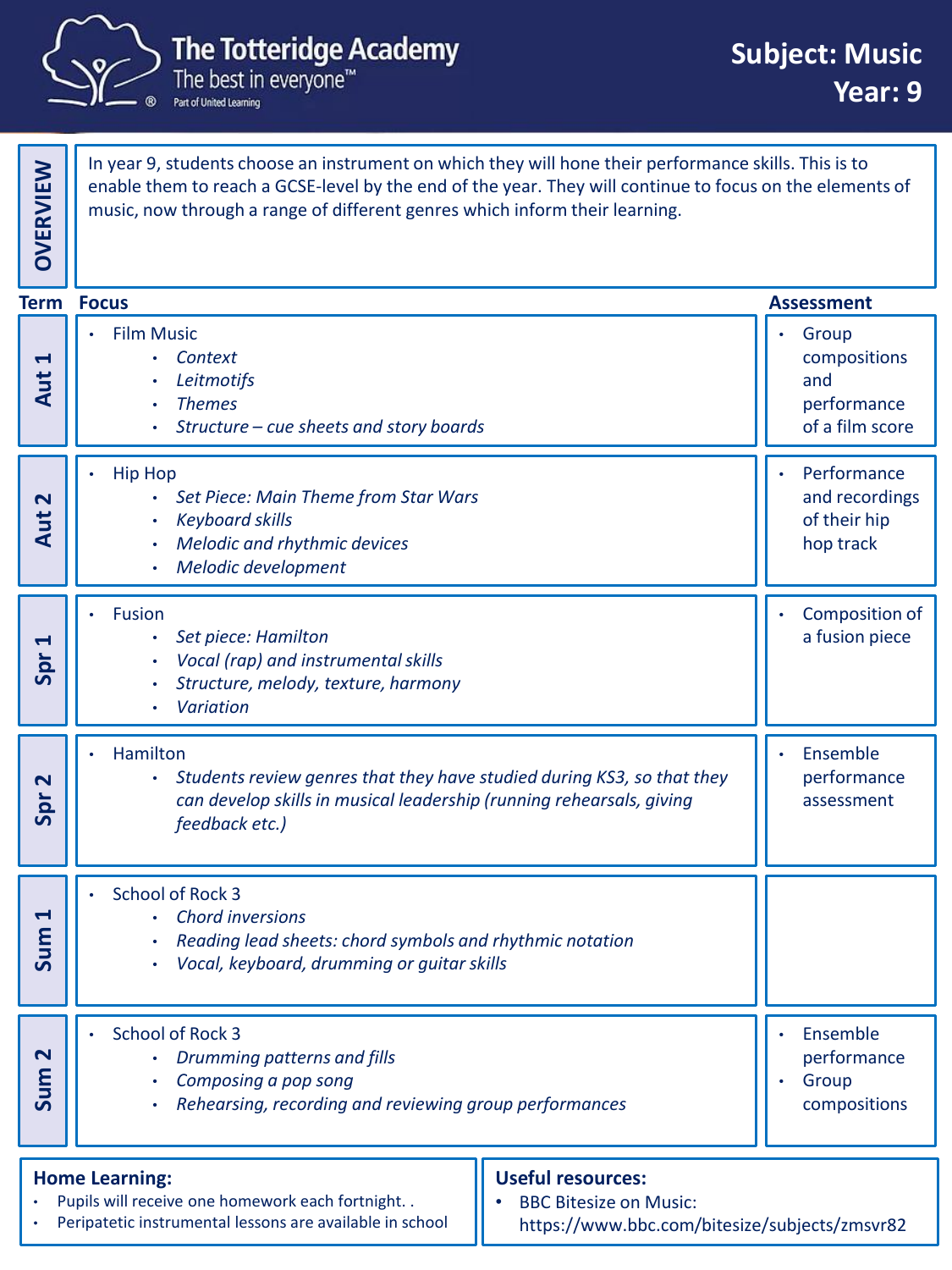# The Totteridge Academy

The best in everyone™

Part of United Learning

**Subject: Music**
**Year: 9**

## OVERVIEW

In year 9, students choose an instrument on which they will hone their performance skills. This is to enable them to reach a GCSE-level by the end of the year. They will continue to focus on the elements of music, now through a range of different genres which inform their learning.

| Term | Focus | Assessment |
| --- | --- | --- |
| Aut 1 | • Film Music<br>  • *Context*<br>  • *Leitmotifs*<br>  • *Themes*<br>  • *Structure – cue sheets and story boards* | • Group compositions and performance of a film score |
| Aut 2 | • Hip Hop<br>  • *Set Piece: Main Theme from Star Wars*<br>  • *Keyboard skills*<br>  • *Melodic and rhythmic devices*<br>  • *Melodic development* | • Performance and recordings of their hip hop track |
| Spr 1 | • Fusion<br>  • *Set piece: Hamilton*<br>  • *Vocal (rap) and instrumental skills*<br>  • *Structure, melody, texture, harmony*<br>  • *Variation* | • Composition of a fusion piece |
| Spr 2 | • Hamilton<br>  • *Students review genres that they have studied during KS3, so that they can develop skills in musical leadership (running rehearsals, giving feedback etc.)* | • Ensemble performance assessment |
| Sum 1 | • School of Rock 3<br>  • *Chord inversions*<br>  • *Reading lead sheets: chord symbols and rhythmic notation*<br>  • *Vocal, keyboard, drumming or guitar skills* | |
| Sum 2 | • School of Rock 3<br>  • *Drumming patterns and fills*<br>  • *Composing a pop song*<br>  • *Rehearsing, recording and reviewing group performances* | • Ensemble performance<br>• Group compositions |

**Home Learning:**

- Pupils will receive one homework each fortnight. .
- Peripatetic instrumental lessons are available in school

**Useful resources:**

- BBC Bitesize on Music: https://www.bbc.com/bitesize/subjects/zmsvr82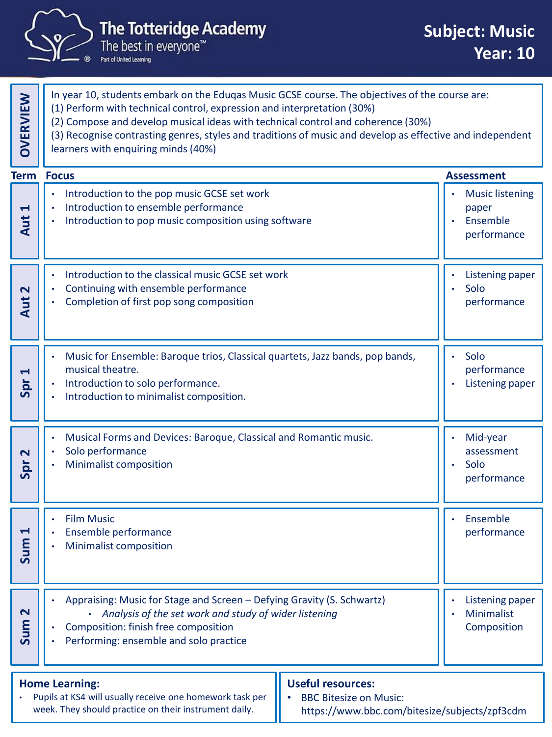# The Totteridge Academy

The best in everyone™

Part of United Learning

**Subject: Music**
**Year: 10**

## OVERVIEW

In year 10, students embark on the Eduqas Music GCSE course. The objectives of the course are:
(1) Perform with technical control, expression and interpretation (30%)
(2) Compose and develop musical ideas with technical control and coherence (30%)
(3) Recognise contrasting genres, styles and traditions of music and develop as effective and independent learners with enquiring minds (40%)

| Term | Focus | Assessment |
|---|---|---|
| Aut 1 | • Introduction to the pop music GCSE set work<br>• Introduction to ensemble performance<br>• Introduction to pop music composition using software | • Music listening paper<br>• Ensemble performance |
| Aut 2 | • Introduction to the classical music GCSE set work<br>• Continuing with ensemble performance<br>• Completion of first pop song composition | • Listening paper<br>• Solo performance |
| Spr 1 | • Music for Ensemble: Baroque trios, Classical quartets, Jazz bands, pop bands, musical theatre.<br>• Introduction to solo performance.<br>• Introduction to minimalist composition. | • Solo performance<br>• Listening paper |
| Spr 2 | • Musical Forms and Devices: Baroque, Classical and Romantic music.<br>• Solo performance<br>• Minimalist composition | • Mid-year assessment<br>• Solo performance |
| Sum 1 | • Film Music<br>• Ensemble performance<br>• Minimalist composition | • Ensemble performance |
| Sum 2 | • Appraising: Music for Stage and Screen – Defying Gravity (S. Schwartz)<br>&nbsp;&nbsp;&nbsp;&nbsp;• *Analysis of the set work and study of wider listening*<br>• Composition: finish free composition<br>• Performing: ensemble and solo practice | • Listening paper<br>• Minimalist Composition |

**Home Learning:**

- Pupils at KS4 will usually receive one homework task per week. They should practice on their instrument daily.

**Useful resources:**

- BBC Bitesize on Music: https://www.bbc.com/bitesize/subjects/zpf3cdm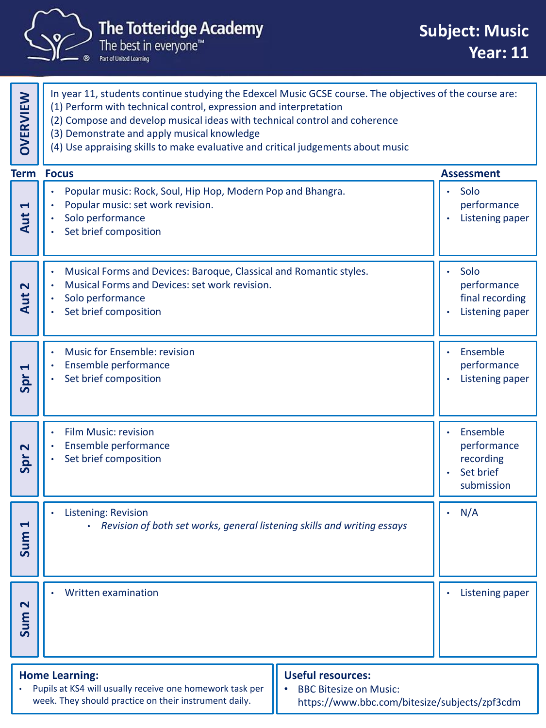# The Totteridge Academy

The best in everyone™

Part of United Learning

**Subject: Music**
**Year: 11**

## OVERVIEW

In year 11, students continue studying the Edexcel Music GCSE course. The objectives of the course are:
(1) Perform with technical control, expression and interpretation
(2) Compose and develop musical ideas with technical control and coherence
(3) Demonstrate and apply musical knowledge
(4) Use appraising skills to make evaluative and critical judgements about music

| Term | Focus | Assessment |
| --- | --- | --- |
| Aut 1 | • Popular music: Rock, Soul, Hip Hop, Modern Pop and Bhangra.<br>• Popular music: set work revision.<br>• Solo performance<br>• Set brief composition | • Solo performance<br>• Listening paper |
| Aut 2 | • Musical Forms and Devices: Baroque, Classical and Romantic styles.<br>• Musical Forms and Devices: set work revision.<br>• Solo performance<br>• Set brief composition | • Solo performance final recording<br>• Listening paper |
| Spr 1 | • Music for Ensemble: revision<br>• Ensemble performance<br>• Set brief composition | • Ensemble performance<br>• Listening paper |
| Spr 2 | • Film Music: revision<br>• Ensemble performance<br>• Set brief composition | • Ensemble performance recording<br>• Set brief submission |
| Sum 1 | • Listening: Revision<br>  • *Revision of both set works, general listening skills and writing essays* | • N/A |
| Sum 2 | • Written examination | • Listening paper |

**Home Learning:**

- Pupils at KS4 will usually receive one homework task per week. They should practice on their instrument daily.

**Useful resources:**

- BBC Bitesize on Music: https://www.bbc.com/bitesize/subjects/zpf3cdm